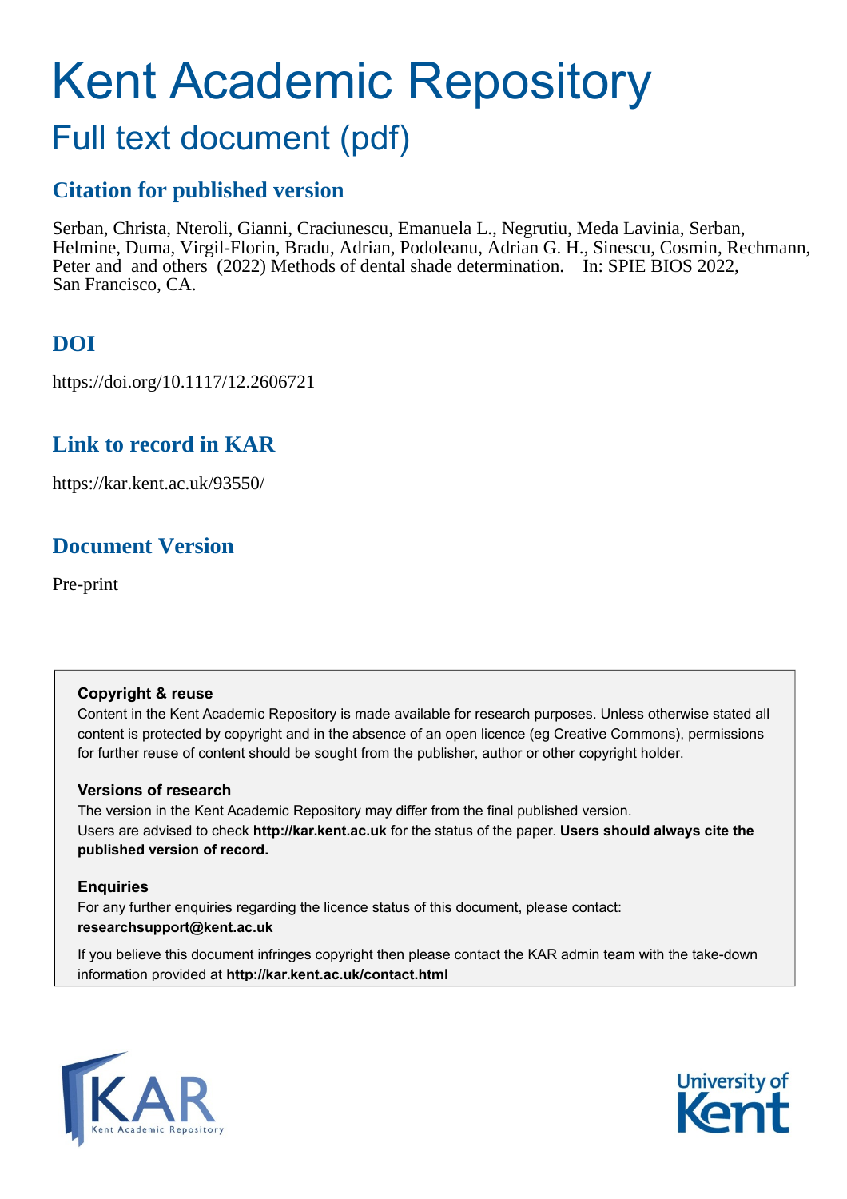# Kent Academic Repository

## Full text document (pdf)

### Citation for published version

Serban, Christa, Nteroli, Gianni, Craciunescu, Emanuela L., Negrutiu, Meda Lavinia, Serban, Helmine, Duma, Virgil-Florin, Bradu, Adrian, Podoleanu, Adrian G. H., Sinescu, Cosmin, Rechmann, Peter and and others (2022) Methods of dental shade determination. In: SPIE BIOS 2022, San Francisco, CA.

### DOI

https://doi.org/10.1117/12.2606721

### Link to record in KAR

https://kar.kent.ac.uk/93550/

### Document Version

Pre-print

**Copyright & reuse**

Content in the Kent Academic Repository is made available for research purposes. Unless otherwise stated all content is protected by copyright and in the absence of an open licence (eg Creative Commons), permissions for further reuse of content should be sought from the publisher, author or other copyright holder.

**Versions of research**

The version in the Kent Academic Repository may differ from the final published version.
Users are advised to check **http://kar.kent.ac.uk** for the status of the paper. **Users should always cite the published version of record.**

**Enquiries**

For any further enquiries regarding the licence status of this document, please contact:
**researchsupport@kent.ac.uk**

If you believe this document infringes copyright then please contact the KAR admin team with the take-down information provided at **http://kar.kent.ac.uk/contact.html**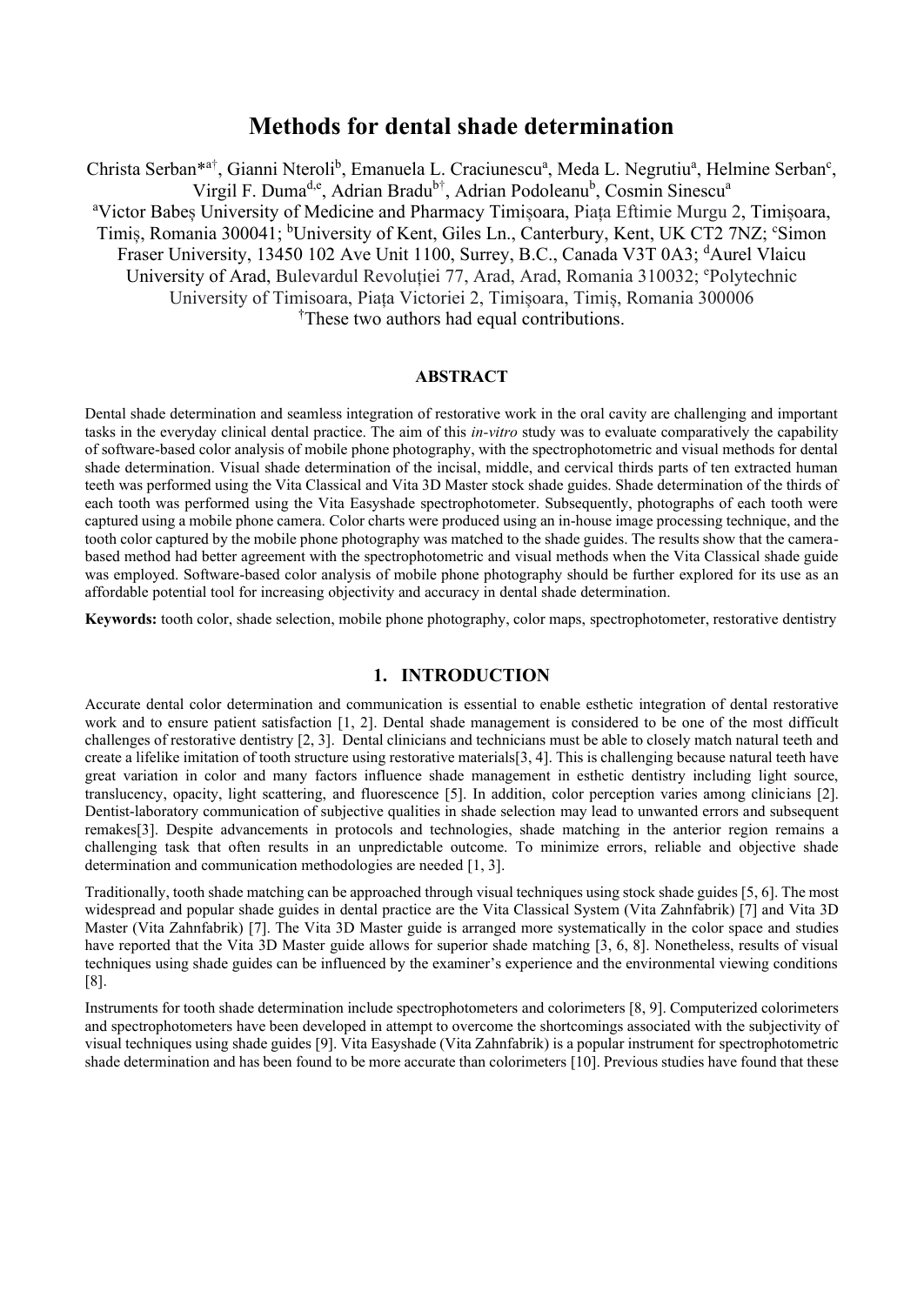# Methods for dental shade determination

Christa Serban*[a†], Gianni Nteroli[b], Emanuela L. Craciunescu[a], Meda L. Negrutiu[a], Helmine Serban[c], Virgil F. Duma[d,e], Adrian Bradu[b†], Adrian Podoleanu[b], Cosmin Sinescu[a]

[a]Victor Babeș University of Medicine and Pharmacy Timișoara, Piața Eftimie Murgu 2, Timișoara, Timiș, Romania 300041; [b]University of Kent, Giles Ln., Canterbury, Kent, UK CT2 7NZ; [c]Simon Fraser University, 13450 102 Ave Unit 1100, Surrey, B.C., Canada V3T 0A3; [d]Aurel Vlaicu University of Arad, Bulevardul Revoluției 77, Arad, Arad, Romania 310032; [e]Polytechnic University of Timisoara, Piața Victoriei 2, Timișoara, Timiș, Romania 300006

[†]These two authors had equal contributions.

## ABSTRACT

Dental shade determination and seamless integration of restorative work in the oral cavity are challenging and important tasks in the everyday clinical dental practice. The aim of this *in-vitro* study was to evaluate comparatively the capability of software-based color analysis of mobile phone photography, with the spectrophotometric and visual methods for dental shade determination. Visual shade determination of the incisal, middle, and cervical thirds parts of ten extracted human teeth was performed using the Vita Classical and Vita 3D Master stock shade guides. Shade determination of the thirds of each tooth was performed using the Vita Easyshade spectrophotometer. Subsequently, photographs of each tooth were captured using a mobile phone camera. Color charts were produced using an in-house image processing technique, and the tooth color captured by the mobile phone photography was matched to the shade guides. The results show that the camera-based method had better agreement with the spectrophotometric and visual methods when the Vita Classical shade guide was employed. Software-based color analysis of mobile phone photography should be further explored for its use as an affordable potential tool for increasing objectivity and accuracy in dental shade determination.

**Keywords:** tooth color, shade selection, mobile phone photography, color maps, spectrophotometer, restorative dentistry

## 1. INTRODUCTION

Accurate dental color determination and communication is essential to enable esthetic integration of dental restorative work and to ensure patient satisfaction [1, 2]. Dental shade management is considered to be one of the most difficult challenges of restorative dentistry [2, 3]. Dental clinicians and technicians must be able to closely match natural teeth and create a lifelike imitation of tooth structure using restorative materials[3, 4]. This is challenging because natural teeth have great variation in color and many factors influence shade management in esthetic dentistry including light source, translucency, opacity, light scattering, and fluorescence [5]. In addition, color perception varies among clinicians [2]. Dentist-laboratory communication of subjective qualities in shade selection may lead to unwanted errors and subsequent remakes[3]. Despite advancements in protocols and technologies, shade matching in the anterior region remains a challenging task that often results in an unpredictable outcome. To minimize errors, reliable and objective shade determination and communication methodologies are needed [1, 3].

Traditionally, tooth shade matching can be approached through visual techniques using stock shade guides [5, 6]. The most widespread and popular shade guides in dental practice are the Vita Classical System (Vita Zahnfabrik) [7] and Vita 3D Master (Vita Zahnfabrik) [7]. The Vita 3D Master guide is arranged more systematically in the color space and studies have reported that the Vita 3D Master guide allows for superior shade matching [3, 6, 8]. Nonetheless, results of visual techniques using shade guides can be influenced by the examiner's experience and the environmental viewing conditions [8].

Instruments for tooth shade determination include spectrophotometers and colorimeters [8, 9]. Computerized colorimeters and spectrophotometers have been developed in attempt to overcome the shortcomings associated with the subjectivity of visual techniques using shade guides [9]. Vita Easyshade (Vita Zahnfabrik) is a popular instrument for spectrophotometric shade determination and has been found to be more accurate than colorimeters [10]. Previous studies have found that these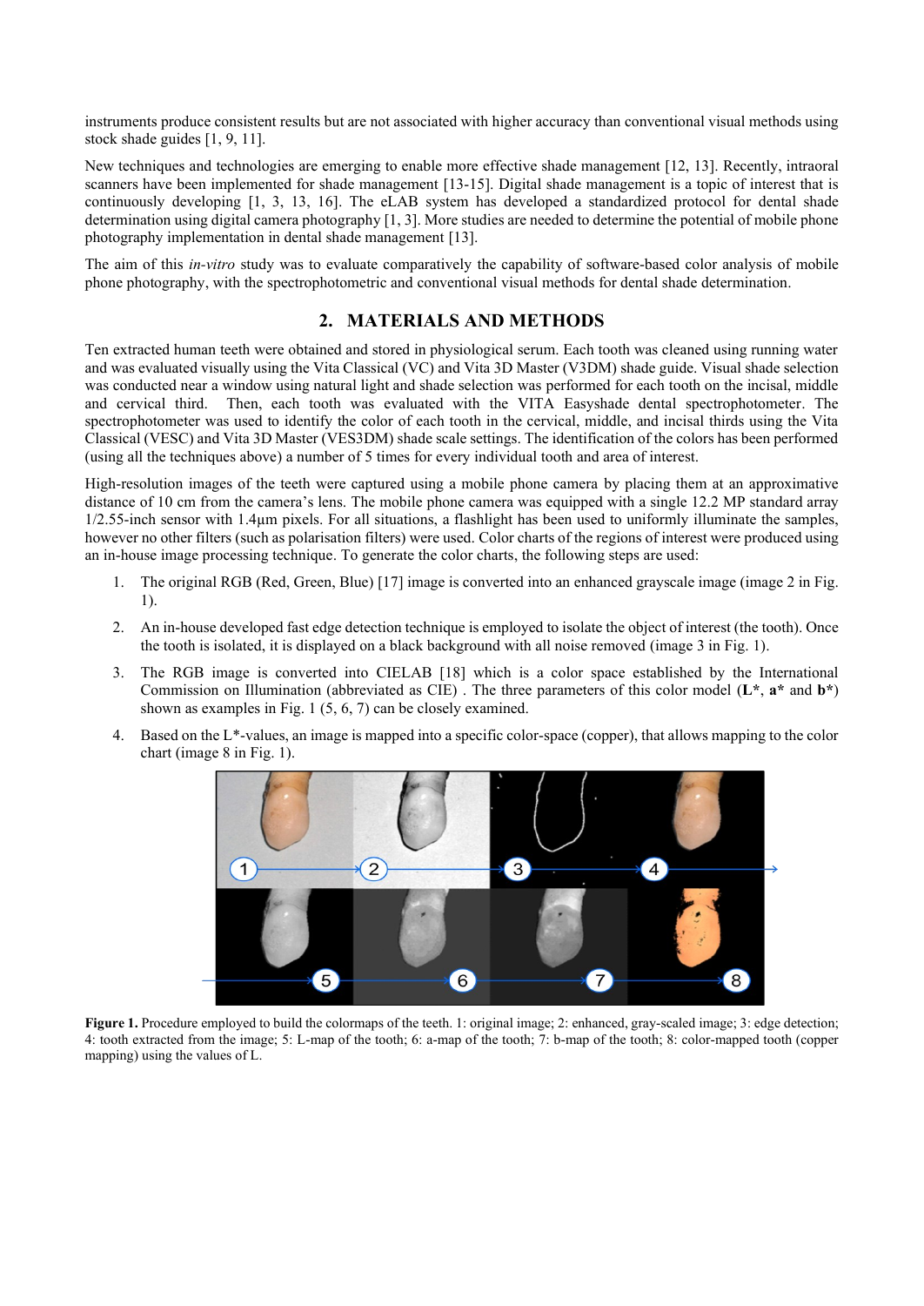instruments produce consistent results but are not associated with higher accuracy than conventional visual methods using stock shade guides [1, 9, 11].

New techniques and technologies are emerging to enable more effective shade management [12, 13]. Recently, intraoral scanners have been implemented for shade management [13-15]. Digital shade management is a topic of interest that is continuously developing [1, 3, 13, 16]. The eLAB system has developed a standardized protocol for dental shade determination using digital camera photography [1, 3]. More studies are needed to determine the potential of mobile phone photography implementation in dental shade management [13].

The aim of this *in-vitro* study was to evaluate comparatively the capability of software-based color analysis of mobile phone photography, with the spectrophotometric and conventional visual methods for dental shade determination.

## 2. MATERIALS AND METHODS

Ten extracted human teeth were obtained and stored in physiological serum. Each tooth was cleaned using running water and was evaluated visually using the Vita Classical (VC) and Vita 3D Master (V3DM) shade guide. Visual shade selection was conducted near a window using natural light and shade selection was performed for each tooth on the incisal, middle and cervical third. Then, each tooth was evaluated with the VITA Easyshade dental spectrophotometer. The spectrophotometer was used to identify the color of each tooth in the cervical, middle, and incisal thirds using the Vita Classical (VESC) and Vita 3D Master (VES3DM) shade scale settings. The identification of the colors has been performed (using all the techniques above) a number of 5 times for every individual tooth and area of interest.

High-resolution images of the teeth were captured using a mobile phone camera by placing them at an approximative distance of 10 cm from the camera's lens. The mobile phone camera was equipped with a single 12.2 MP standard array 1/2.55-inch sensor with 1.4µm pixels. For all situations, a flashlight has been used to uniformly illuminate the samples, however no other filters (such as polarisation filters) were used. Color charts of the regions of interest were produced using an in-house image processing technique. To generate the color charts, the following steps are used:

1. The original RGB (Red, Green, Blue) [17] image is converted into an enhanced grayscale image (image 2 in Fig. 1).
2. An in-house developed fast edge detection technique is employed to isolate the object of interest (the tooth). Once the tooth is isolated, it is displayed on a black background with all noise removed (image 3 in Fig. 1).
3. The RGB image is converted into CIELAB [18] which is a color space established by the International Commission on Illumination (abbreviated as CIE) . The three parameters of this color model (**L\***, **a\*** and **b\***) shown as examples in Fig. 1 (5, 6, 7) can be closely examined.
4. Based on the L*-values, an image is mapped into a specific color-space (copper), that allows mapping to the color chart (image 8 in Fig. 1).

**Figure 1.** Procedure employed to build the colormaps of the teeth. 1: original image; 2: enhanced, gray-scaled image; 3: edge detection; 4: tooth extracted from the image; 5: L-map of the tooth; 6: a-map of the tooth; 7: b-map of the tooth; 8: color-mapped tooth (copper mapping) using the values of L.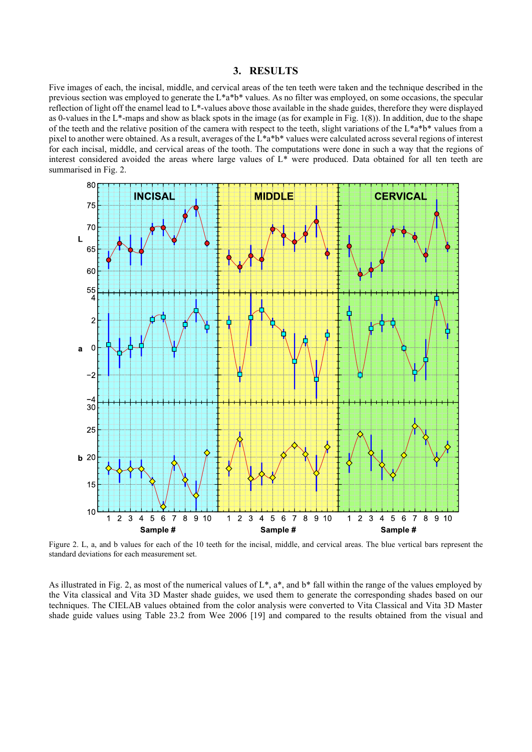## 3. RESULTS

Five images of each, the incisal, middle, and cervical areas of the ten teeth were taken and the technique described in the previous section was employed to generate the L*a*b* values. As no filter was employed, on some occasions, the specular reflection of light off the enamel lead to L*-values above those available in the shade guides, therefore they were displayed as 0-values in the L*-maps and show as black spots in the image (as for example in Fig. 1(8)). In addition, due to the shape of the teeth and the relative position of the camera with respect to the teeth, slight variations of the L*a*b* values from a pixel to another were obtained. As a result, averages of the L*a*b* values were calculated across several regions of interest for each incisal, middle, and cervical areas of the tooth. The computations were done in such a way that the regions of interest considered avoided the areas where large values of L* were produced. Data obtained for all ten teeth are summarised in Fig. 2.

Figure 2. L, a, and b values for each of the 10 teeth for the incisal, middle, and cervical areas. The blue vertical bars represent the standard deviations for each measurement set.

As illustrated in Fig. 2, as most of the numerical values of L*, a*, and b* fall within the range of the values employed by the Vita classical and Vita 3D Master shade guides, we used them to generate the corresponding shades based on our techniques. The CIELAB values obtained from the color analysis were converted to Vita Classical and Vita 3D Master shade guide values using Table 23.2 from Wee 2006 [19] and compared to the results obtained from the visual and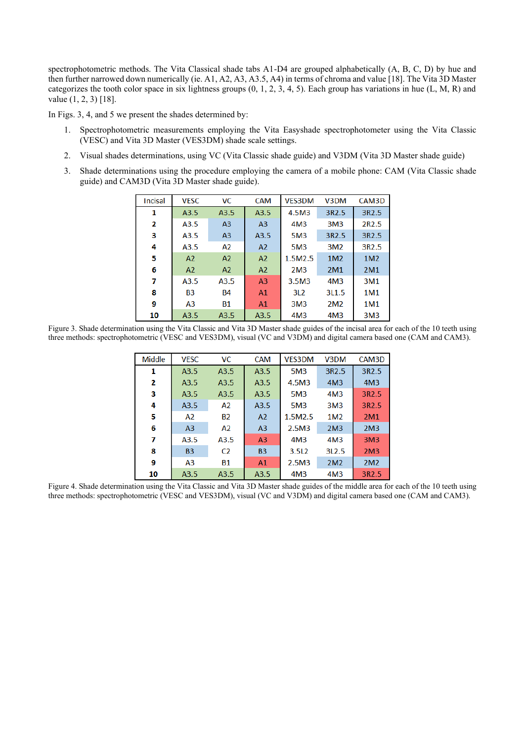spectrophotometric methods. The Vita Classical shade tabs A1-D4 are grouped alphabetically (A, B, C, D) by hue and then further narrowed down numerically (ie. A1, A2, A3, A3.5, A4) in terms of chroma and value [18]. The Vita 3D Master categorizes the tooth color space in six lightness groups (0, 1, 2, 3, 4, 5). Each group has variations in hue (L, M, R) and value (1, 2, 3) [18].

In Figs. 3, 4, and 5 we present the shades determined by:

1. Spectrophotometric measurements employing the Vita Easyshade spectrophotometer using the Vita Classic (VESC) and Vita 3D Master (VES3DM) shade scale settings.
2. Visual shades determinations, using VC (Vita Classic shade guide) and V3DM (Vita 3D Master shade guide)
3. Shade determinations using the procedure employing the camera of a mobile phone: CAM (Vita Classic shade guide) and CAM3D (Vita 3D Master shade guide).

| Incisal | VESC | VC | CAM | VES3DM | V3DM | CAM3D |
|---|---|---|---|---|---|---|
| 1 | A3.5 | A3.5 | A3.5 | 4.5M3 | 3R2.5 | 3R2.5 |
| 2 | A3.5 | A3 | A3 | 4M3 | 3M3 | 2R2.5 |
| 3 | A3.5 | A3 | A3.5 | 5M3 | 3R2.5 | 3R2.5 |
| 4 | A3.5 | A2 | A2 | 5M3 | 3M2 | 3R2.5 |
| 5 | A2 | A2 | A2 | 1.5M2.5 | 1M2 | 1M2 |
| 6 | A2 | A2 | A2 | 2M3 | 2M1 | 2M1 |
| 7 | A3.5 | A3.5 | A3 | 3.5M3 | 4M3 | 3M1 |
| 8 | B3 | B4 | A1 | 3L2 | 3L1.5 | 1M1 |
| 9 | A3 | B1 | A1 | 3M3 | 2M2 | 1M1 |
| 10 | A3.5 | A3.5 | A3.5 | 4M3 | 4M3 | 3M3 |

Figure 3. Shade determination using the Vita Classic and Vita 3D Master shade guides of the incisal area for each of the 10 teeth using three methods: spectrophotometric (VESC and VES3DM), visual (VC and V3DM) and digital camera based one (CAM and CAM3).

| Middle | VESC | VC | CAM | VES3DM | V3DM | CAM3D |
|---|---|---|---|---|---|---|
| 1 | A3.5 | A3.5 | A3.5 | 5M3 | 3R2.5 | 3R2.5 |
| 2 | A3.5 | A3.5 | A3.5 | 4.5M3 | 4M3 | 4M3 |
| 3 | A3.5 | A3.5 | A3.5 | 5M3 | 4M3 | 3R2.5 |
| 4 | A3.5 | A2 | A3.5 | 5M3 | 3M3 | 3R2.5 |
| 5 | A2 | B2 | A2 | 1.5M2.5 | 1M2 | 2M1 |
| 6 | A3 | A2 | A3 | 2.5M3 | 2M3 | 2M3 |
| 7 | A3.5 | A3.5 | A3 | 4M3 | 4M3 | 3M3 |
| 8 | B3 | C2 | B3 | 3.5L2 | 3L2.5 | 2M3 |
| 9 | A3 | B1 | A1 | 2.5M3 | 2M2 | 2M2 |
| 10 | A3.5 | A3.5 | A3.5 | 4M3 | 4M3 | 3R2.5 |

Figure 4. Shade determination using the Vita Classic and Vita 3D Master shade guides of the middle area for each of the 10 teeth using three methods: spectrophotometric (VESC and VES3DM), visual (VC and V3DM) and digital camera based one (CAM and CAM3).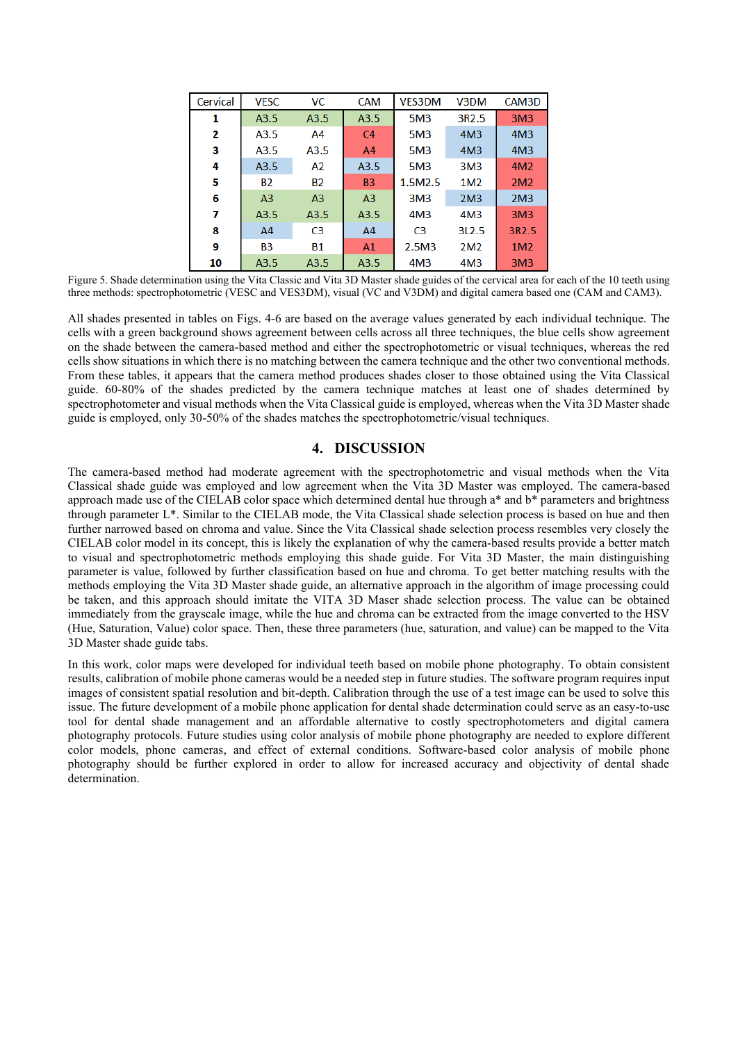| Cervical | VESC | VC | CAM | VES3DM | V3DM | CAM3D |
|---|---|---|---|---|---|---|
| **1** | A3.5 | A3.5 | A3.5 | 5M3 | 3R2.5 | 3M3 |
| **2** | A3.5 | A4 | C4 | 5M3 | 4M3 | 4M3 |
| **3** | A3.5 | A3.5 | A4 | 5M3 | 4M3 | 4M3 |
| **4** | A3.5 | A2 | A3.5 | 5M3 | 3M3 | 4M2 |
| **5** | B2 | B2 | B3 | 1.5M2.5 | 1M2 | 2M2 |
| **6** | A3 | A3 | A3 | 3M3 | 2M3 | 2M3 |
| **7** | A3.5 | A3.5 | A3.5 | 4M3 | 4M3 | 3M3 |
| **8** | A4 | C3 | A4 | C3 | 3L2.5 | 3R2.5 |
| **9** | B3 | B1 | A1 | 2.5M3 | 2M2 | 1M2 |
| **10** | A3.5 | A3.5 | A3.5 | 4M3 | 4M3 | 3M3 |

Figure 5. Shade determination using the Vita Classic and Vita 3D Master shade guides of the cervical area for each of the 10 teeth using three methods: spectrophotometric (VESC and VES3DM), visual (VC and V3DM) and digital camera based one (CAM and CAM3).

All shades presented in tables on Figs. 4-6 are based on the average values generated by each individual technique. The cells with a green background shows agreement between cells across all three techniques, the blue cells show agreement on the shade between the camera-based method and either the spectrophotometric or visual techniques, whereas the red cells show situations in which there is no matching between the camera technique and the other two conventional methods. From these tables, it appears that the camera method produces shades closer to those obtained using the Vita Classical guide. 60-80% of the shades predicted by the camera technique matches at least one of shades determined by spectrophotometer and visual methods when the Vita Classical guide is employed, whereas when the Vita 3D Master shade guide is employed, only 30-50% of the shades matches the spectrophotometric/visual techniques.

## 4. DISCUSSION

The camera-based method had moderate agreement with the spectrophotometric and visual methods when the Vita Classical shade guide was employed and low agreement when the Vita 3D Master was employed. The camera-based approach made use of the CIELAB color space which determined dental hue through a* and b* parameters and brightness through parameter L*. Similar to the CIELAB mode, the Vita Classical shade selection process is based on hue and then further narrowed based on chroma and value. Since the Vita Classical shade selection process resembles very closely the CIELAB color model in its concept, this is likely the explanation of why the camera-based results provide a better match to visual and spectrophotometric methods employing this shade guide. For Vita 3D Master, the main distinguishing parameter is value, followed by further classification based on hue and chroma. To get better matching results with the methods employing the Vita 3D Master shade guide, an alternative approach in the algorithm of image processing could be taken, and this approach should imitate the VITA 3D Maser shade selection process. The value can be obtained immediately from the grayscale image, while the hue and chroma can be extracted from the image converted to the HSV (Hue, Saturation, Value) color space. Then, these three parameters (hue, saturation, and value) can be mapped to the Vita 3D Master shade guide tabs.

In this work, color maps were developed for individual teeth based on mobile phone photography. To obtain consistent results, calibration of mobile phone cameras would be a needed step in future studies. The software program requires input images of consistent spatial resolution and bit-depth. Calibration through the use of a test image can be used to solve this issue. The future development of a mobile phone application for dental shade determination could serve as an easy-to-use tool for dental shade management and an affordable alternative to costly spectrophotometers and digital camera photography protocols. Future studies using color analysis of mobile phone photography are needed to explore different color models, phone cameras, and effect of external conditions. Software-based color analysis of mobile phone photography should be further explored in order to allow for increased accuracy and objectivity of dental shade determination.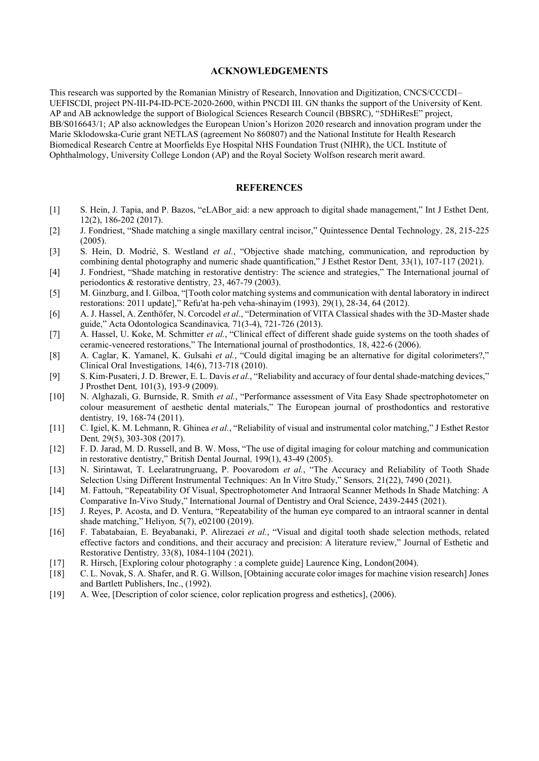## ACKNOWLEDGEMENTS

This research was supported by the Romanian Ministry of Research, Innovation and Digitization, CNCS/CCCDI– UEFISCDI, project PN-III-P4-ID-PCE-2020-2600, within PNCDI III. GN thanks the support of the University of Kent. AP and AB acknowledge the support of Biological Sciences Research Council (BBSRC), "5DHiResE" project, BB/S016643/1; AP also acknowledges the European Union's Horizon 2020 research and innovation program under the Marie Sklodowska-Curie grant NETLAS (agreement No 860807) and the National Institute for Health Research Biomedical Research Centre at Moorfields Eye Hospital NHS Foundation Trust (NIHR), the UCL Institute of Ophthalmology, University College London (AP) and the Royal Society Wolfson research merit award.

## REFERENCES

[1] S. Hein, J. Tapia, and P. Bazos, "eLABor_aid: a new approach to digital shade management," Int J Esthet Dent, 12(2), 186-202 (2017).

[2] J. Fondriest, "Shade matching a single maxillary central incisor," Quintessence Dental Technology, 28, 215-225 (2005).

[3] S. Hein, D. Modrić, S. Westland *et al.*, "Objective shade matching, communication, and reproduction by combining dental photography and numeric shade quantification," J Esthet Restor Dent, 33(1), 107-117 (2021).

[4] J. Fondriest, "Shade matching in restorative dentistry: The science and strategies," The International journal of periodontics & restorative dentistry, 23, 467-79 (2003).

[5] M. Ginzburg, and I. Gilboa, "[Tooth color matching systems and communication with dental laboratory in indirect restorations: 2011 update]," Refu'at ha-peh veha-shinayim (1993), 29(1), 28-34, 64 (2012).

[6] A. J. Hassel, A. Zenthöfer, N. Corcodel *et al.*, "Determination of VITA Classical shades with the 3D-Master shade guide," Acta Odontologica Scandinavica, 71(3-4), 721-726 (2013).

[7] A. Hassel, U. Koke, M. Schmitter *et al.*, "Clinical effect of different shade guide systems on the tooth shades of ceramic-veneered restorations," The International journal of prosthodontics, 18, 422-6 (2006).

[8] A. Caglar, K. Yamanel, K. Gulsahi *et al.*, "Could digital imaging be an alternative for digital colorimeters?," Clinical Oral Investigations, 14(6), 713-718 (2010).

[9] S. Kim-Pusateri, J. D. Brewer, E. L. Davis *et al.*, "Reliability and accuracy of four dental shade-matching devices," J Prosthet Dent, 101(3), 193-9 (2009).

[10] N. Alghazali, G. Burnside, R. Smith *et al.*, "Performance assessment of Vita Easy Shade spectrophotometer on colour measurement of aesthetic dental materials," The European journal of prosthodontics and restorative dentistry, 19, 168-74 (2011).

[11] C. Igiel, K. M. Lehmann, R. Ghinea *et al.*, "Reliability of visual and instrumental color matching," J Esthet Restor Dent, 29(5), 303-308 (2017).

[12] F. D. Jarad, M. D. Russell, and B. W. Moss, "The use of digital imaging for colour matching and communication in restorative dentistry," British Dental Journal, 199(1), 43-49 (2005).

[13] N. Sirintawat, T. Leelaratrungruang, P. Poovarodom *et al.*, "The Accuracy and Reliability of Tooth Shade Selection Using Different Instrumental Techniques: An In Vitro Study," Sensors, 21(22), 7490 (2021).

[14] M. Fattouh, "Repeatability Of Visual, Spectrophotometer And Intraoral Scanner Methods In Shade Matching: A Comparative In-Vivo Study," International Journal of Dentistry and Oral Science, 2439-2445 (2021).

[15] J. Reyes, P. Acosta, and D. Ventura, "Repeatability of the human eye compared to an intraoral scanner in dental shade matching," Heliyon, 5(7), e02100 (2019).

[16] F. Tabatabaian, E. Beyabanaki, P. Alirezaei *et al.*, "Visual and digital tooth shade selection methods, related effective factors and conditions, and their accuracy and precision: A literature review," Journal of Esthetic and Restorative Dentistry, 33(8), 1084-1104 (2021).

[17] R. Hirsch, [Exploring colour photography : a complete guide] Laurence King, London(2004).

[18] C. L. Novak, S. A. Shafer, and R. G. Willson, [Obtaining accurate color images for machine vision research] Jones and Bartlett Publishers, Inc., (1992).

[19] A. Wee, [Description of color science, color replication progress and esthetics], (2006).